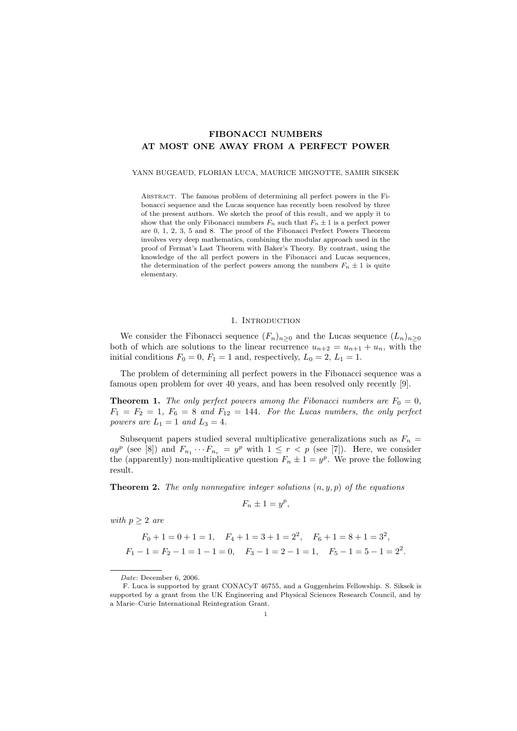# FIBONACCI NUMBERS AT MOST ONE AWAY FROM A PERFECT POWER

YANN BUGEAUD, FLORIAN LUCA, MAURICE MIGNOTTE, SAMIR SIKSEK

Abstract. The famous problem of determining all perfect powers in the Fibonacci sequence and the Lucas sequence has recently been resolved by three of the present authors. We sketch the proof of this result, and we apply it to show that the only Fibonacci numbers $F_n$ such that $F_n \pm 1$ is a perfect power are 0, 1, 2, 3, 5 and 8. The proof of the Fibonacci Perfect Powers Theorem involves very deep mathematics, combining the modular approach used in the proof of Fermat's Last Theorem with Baker's Theory. By contrast, using the knowledge of the all perfect powers in the Fibonacci and Lucas sequences, the determination of the perfect powers among the numbers $F_n \pm 1$ is quite elementary.

## 1. Introduction

We consider the Fibonacci sequence $(F_n)_{n\geq 0}$ and the Lucas sequence $(L_n)_{n\geq 0}$ both of which are solutions to the linear recurrence $u_{n+2} = u_{n+1} + u_n$, with the initial conditions $F_0 = 0$, $F_1 = 1$ and, respectively, $L_0 = 2$, $L_1 = 1$.

The problem of determining all perfect powers in the Fibonacci sequence was a famous open problem for over 40 years, and has been resolved only recently [9].

**Theorem 1.** *The only perfect powers among the Fibonacci numbers are $F_0 = 0$, $F_1 = F_2 = 1$, $F_6 = 8$ and $F_{12} = 144$. For the Lucas numbers, the only perfect powers are $L_1 = 1$ and $L_3 = 4$.*

Subsequent papers studied several multiplicative generalizations such as $F_n = ay^p$ (see [8]) and $F_{n_1} \cdots F_{n_r} = y^p$ with $1 \leq r < p$ (see [7]). Here, we consider the (apparently) non-multiplicative question $F_n \pm 1 = y^p$. We prove the following result.

**Theorem 2.** *The only nonnegative integer solutions $(n, y, p)$ of the equations*

$$F_n \pm 1 = y^p,$$

*with $p \geq 2$ are*

$$F_0 + 1 = 0 + 1 = 1, \quad F_4 + 1 = 3 + 1 = 2^2, \quad F_6 + 1 = 8 + 1 = 3^2,$$
$$F_1 - 1 = F_2 - 1 = 1 - 1 = 0, \quad F_3 - 1 = 2 - 1 = 1, \quad F_5 - 1 = 5 - 1 = 2^2.$$

---

*Date*: December 6, 2006.

F. Luca is supported by grant CONACyT 46755, and a Guggenheim Fellowship. S. Siksek is supported by a grant from the UK Engineering and Physical Sciences Research Council, and by a Marie–Curie International Reintegration Grant.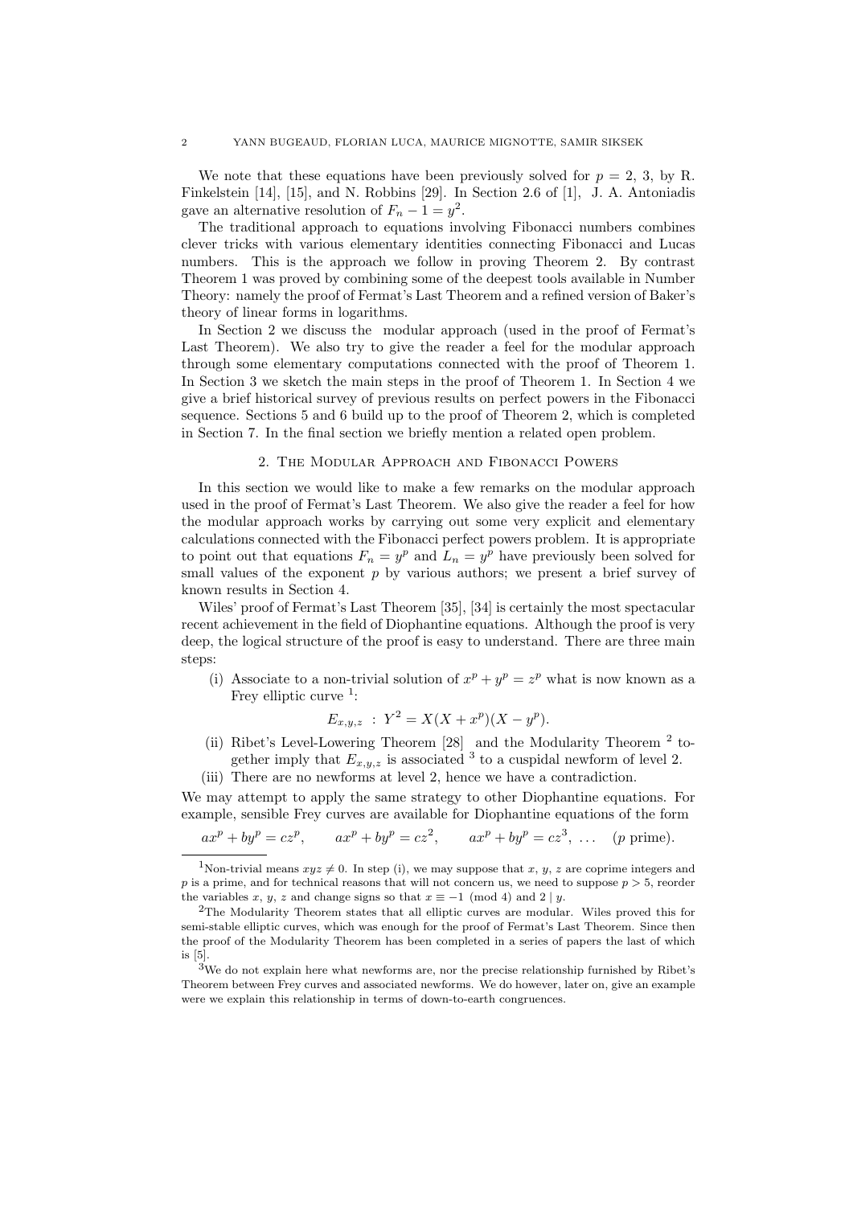We note that these equations have been previously solved for $p = 2, 3$, by R. Finkelstein [14], [15], and N. Robbins [29]. In Section 2.6 of [1], J. A. Antoniadis gave an alternative resolution of $F_n - 1 = y^2$.

The traditional approach to equations involving Fibonacci numbers combines clever tricks with various elementary identities connecting Fibonacci and Lucas numbers. This is the approach we follow in proving Theorem 2. By contrast Theorem 1 was proved by combining some of the deepest tools available in Number Theory: namely the proof of Fermat's Last Theorem and a refined version of Baker's theory of linear forms in logarithms.

In Section 2 we discuss the modular approach (used in the proof of Fermat's Last Theorem). We also try to give the reader a feel for the modular approach through some elementary computations connected with the proof of Theorem 1. In Section 3 we sketch the main steps in the proof of Theorem 1. In Section 4 we give a brief historical survey of previous results on perfect powers in the Fibonacci sequence. Sections 5 and 6 build up to the proof of Theorem 2, which is completed in Section 7. In the final section we briefly mention a related open problem.

## 2. The Modular Approach and Fibonacci Powers

In this section we would like to make a few remarks on the modular approach used in the proof of Fermat's Last Theorem. We also give the reader a feel for how the modular approach works by carrying out some very explicit and elementary calculations connected with the Fibonacci perfect powers problem. It is appropriate to point out that equations $F_n = y^p$ and $L_n = y^p$ have previously been solved for small values of the exponent $p$ by various authors; we present a brief survey of known results in Section 4.

Wiles' proof of Fermat's Last Theorem [35], [34] is certainly the most spectacular recent achievement in the field of Diophantine equations. Although the proof is very deep, the logical structure of the proof is easy to understand. There are three main steps:

(i) Associate to a non-trivial solution of $x^p + y^p = z^p$ what is now known as a Frey elliptic curve [1]:

$$E_{x,y,z} \; : \; Y^2 = X(X + x^p)(X - y^p).$$

(ii) Ribet's Level-Lowering Theorem [28] and the Modularity Theorem [2] together imply that $E_{x,y,z}$ is associated [3] to a cuspidal newform of level 2.

(iii) There are no newforms at level 2, hence we have a contradiction.

We may attempt to apply the same strategy to other Diophantine equations. For example, sensible Frey curves are available for Diophantine equations of the form

$$ax^p + by^p = cz^p, \qquad ax^p + by^p = cz^2, \qquad ax^p + by^p = cz^3, \; \ldots \quad (p \text{ prime}).$$

---

[1] Non-trivial means $xyz \neq 0$. In step (i), we may suppose that $x$, $y$, $z$ are coprime integers and $p$ is a prime, and for technical reasons that will not concern us, we need to suppose $p > 5$, reorder the variables $x$, $y$, $z$ and change signs so that $x \equiv -1 \pmod 4$ and $2 \mid y$.

[2] The Modularity Theorem states that all elliptic curves are modular. Wiles proved this for semi-stable elliptic curves, which was enough for the proof of Fermat's Last Theorem. Since then the proof of the Modularity Theorem has been completed in a series of papers the last of which is [5].

[3] We do not explain here what newforms are, nor the precise relationship furnished by Ribet's Theorem between Frey curves and associated newforms. We do however, later on, give an example were we explain this relationship in terms of down-to-earth congruences.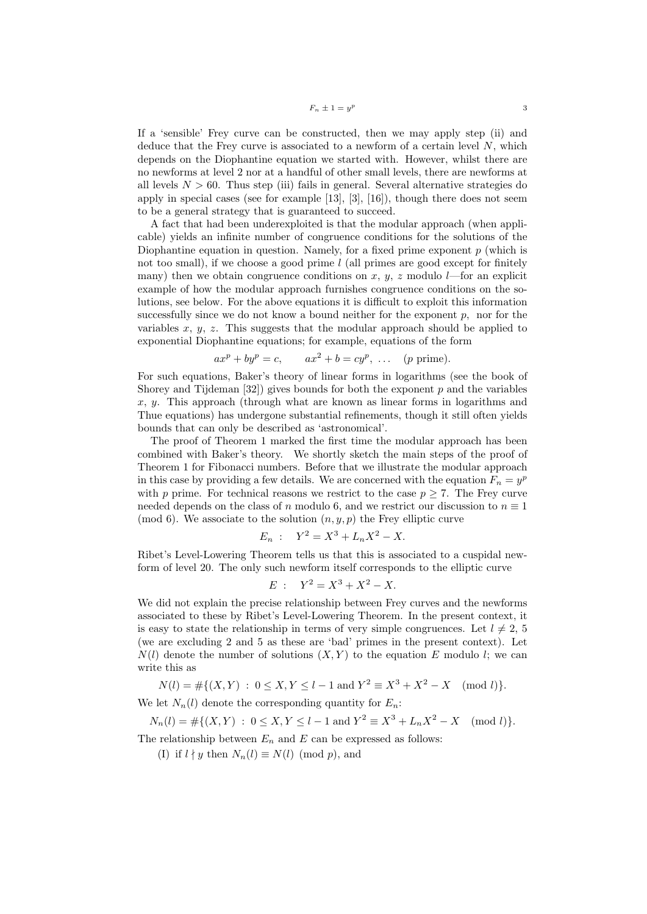If a 'sensible' Frey curve can be constructed, then we may apply step (ii) and deduce that the Frey curve is associated to a newform of a certain level $N$, which depends on the Diophantine equation we started with. However, whilst there are no newforms at level 2 nor at a handful of other small levels, there are newforms at all levels $N > 60$. Thus step (iii) fails in general. Several alternative strategies do apply in special cases (see for example [13], [3], [16]), though there does not seem to be a general strategy that is guaranteed to succeed.

A fact that had been underexploited is that the modular approach (when applicable) yields an infinite number of congruence conditions for the solutions of the Diophantine equation in question. Namely, for a fixed prime exponent $p$ (which is not too small), if we choose a good prime $l$ (all primes are good except for finitely many) then we obtain congruence conditions on $x$, $y$, $z$ modulo $l$—for an explicit example of how the modular approach furnishes congruence conditions on the solutions, see below. For the above equations it is difficult to exploit this information successfully since we do not know a bound neither for the exponent $p$, nor for the variables $x$, $y$, $z$. This suggests that the modular approach should be applied to exponential Diophantine equations; for example, equations of the form

$$ax^p + by^p = c, \qquad ax^2 + b = cy^p, \ \ldots \quad (p \text{ prime}).$$

For such equations, Baker's theory of linear forms in logarithms (see the book of Shorey and Tijdeman [32]) gives bounds for both the exponent $p$ and the variables $x$, $y$. This approach (through what are known as linear forms in logarithms and Thue equations) has undergone substantial refinements, though it still often yields bounds that can only be described as 'astronomical'.

The proof of Theorem 1 marked the first time the modular approach has been combined with Baker's theory. We shortly sketch the main steps of the proof of Theorem 1 for Fibonacci numbers. Before that we illustrate the modular approach in this case by providing a few details. We are concerned with the equation $F_n = y^p$ with $p$ prime. For technical reasons we restrict to the case $p \geq 7$. The Frey curve needed depends on the class of $n$ modulo 6, and we restrict our discussion to $n \equiv 1 \pmod 6$. We associate to the solution $(n, y, p)$ the Frey elliptic curve

$$E_n \ : \quad Y^2 = X^3 + L_n X^2 - X.$$

Ribet's Level-Lowering Theorem tells us that this is associated to a cuspidal newform of level 20. The only such newform itself corresponds to the elliptic curve

$$E \ : \quad Y^2 = X^3 + X^2 - X.$$

We did not explain the precise relationship between Frey curves and the newforms associated to these by Ribet's Level-Lowering Theorem. In the present context, it is easy to state the relationship in terms of very simple congruences. Let $l \neq 2$, 5 (we are excluding 2 and 5 as these are 'bad' primes in the present context). Let $N(l)$ denote the number of solutions $(X, Y)$ to the equation $E$ modulo $l$; we can write this as

$$N(l) = \#\{(X, Y) \ : \ 0 \leq X, Y \leq l-1 \text{ and } Y^2 \equiv X^3 + X^2 - X \pmod{l}\}.$$

We let $N_n(l)$ denote the corresponding quantity for $E_n$:

$$N_n(l) = \#\{(X, Y) \ : \ 0 \leq X, Y \leq l-1 \text{ and } Y^2 \equiv X^3 + L_n X^2 - X \pmod{l}\}.$$

The relationship between $E_n$ and $E$ can be expressed as follows:

(I) if $l \nmid y$ then $N_n(l) \equiv N(l) \pmod{p}$, and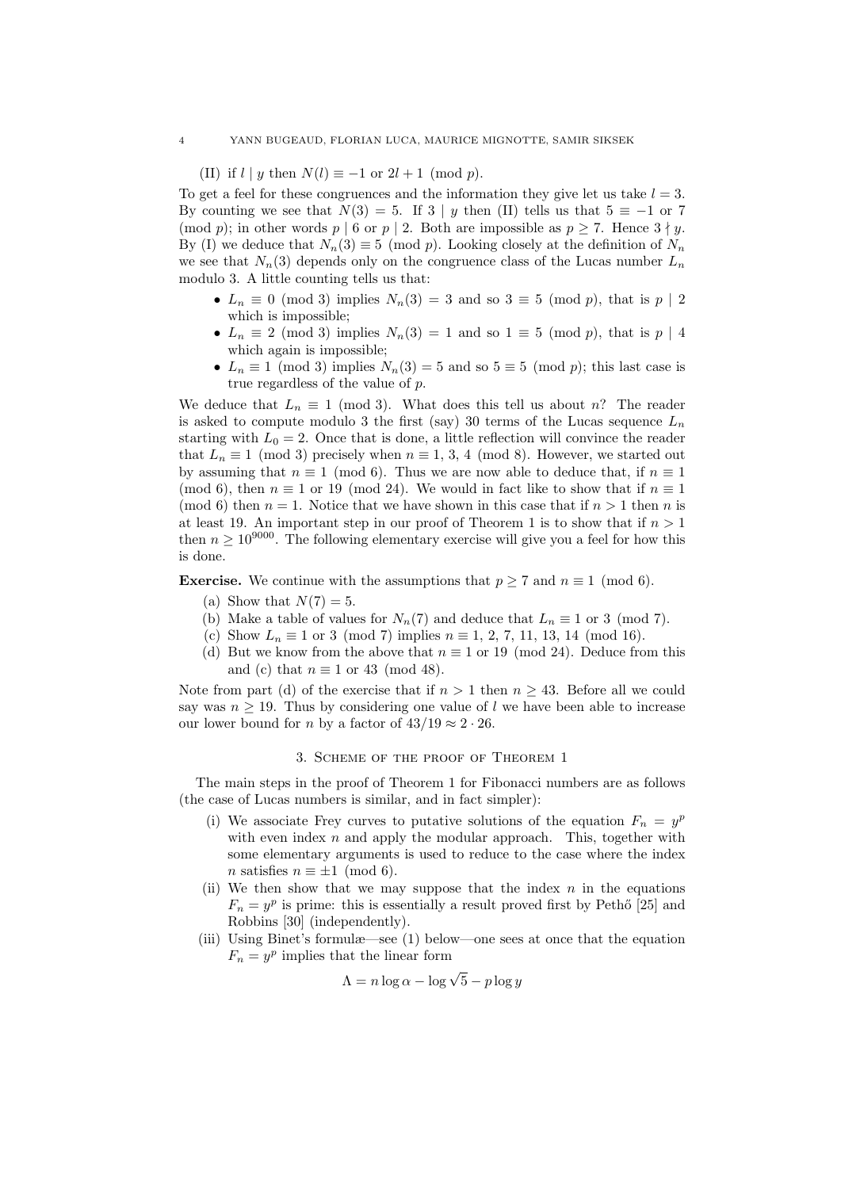(II) if $l \mid y$ then $N(l) \equiv -1$ or $2l + 1 \pmod{p}$.

To get a feel for these congruences and the information they give let us take $l = 3$. By counting we see that $N(3) = 5$. If $3 \mid y$ then (II) tells us that $5 \equiv -1$ or $7 \pmod{p}$; in other words $p \mid 6$ or $p \mid 2$. Both are impossible as $p \geq 7$. Hence $3 \nmid y$. By (I) we deduce that $N_n(3) \equiv 5 \pmod{p}$. Looking closely at the definition of $N_n$ we see that $N_n(3)$ depends only on the congruence class of the Lucas number $L_n$ modulo 3. A little counting tells us that:

- $L_n \equiv 0 \pmod{3}$ implies $N_n(3) = 3$ and so $3 \equiv 5 \pmod{p}$, that is $p \mid 2$ which is impossible;
- $L_n \equiv 2 \pmod{3}$ implies $N_n(3) = 1$ and so $1 \equiv 5 \pmod{p}$, that is $p \mid 4$ which again is impossible;
- $L_n \equiv 1 \pmod{3}$ implies $N_n(3) = 5$ and so $5 \equiv 5 \pmod{p}$; this last case is true regardless of the value of $p$.

We deduce that $L_n \equiv 1 \pmod{3}$. What does this tell us about $n$? The reader is asked to compute modulo 3 the first (say) 30 terms of the Lucas sequence $L_n$ starting with $L_0 = 2$. Once that is done, a little reflection will convince the reader that $L_n \equiv 1 \pmod{3}$ precisely when $n \equiv 1, 3, 4 \pmod{8}$. However, we started out by assuming that $n \equiv 1 \pmod{6}$. Thus we are now able to deduce that, if $n \equiv 1 \pmod{6}$, then $n \equiv 1$ or $19 \pmod{24}$. We would in fact like to show that if $n \equiv 1 \pmod{6}$ then $n = 1$. Notice that we have shown in this case that if $n > 1$ then $n$ is at least 19. An important step in our proof of Theorem 1 is to show that if $n > 1$ then $n \geq 10^{9000}$. The following elementary exercise will give you a feel for how this is done.

**Exercise.** We continue with the assumptions that $p \geq 7$ and $n \equiv 1 \pmod{6}$.

(a) Show that $N(7) = 5$.
(b) Make a table of values for $N_n(7)$ and deduce that $L_n \equiv 1$ or $3 \pmod{7}$.
(c) Show $L_n \equiv 1$ or $3 \pmod{7}$ implies $n \equiv 1, 2, 7, 11, 13, 14 \pmod{16}$.
(d) But we know from the above that $n \equiv 1$ or $19 \pmod{24}$. Deduce from this and (c) that $n \equiv 1$ or $43 \pmod{48}$.

Note from part (d) of the exercise that if $n > 1$ then $n \geq 43$. Before all we could say was $n \geq 19$. Thus by considering one value of $l$ we have been able to increase our lower bound for $n$ by a factor of $43/19 \approx 2 \cdot 26$.

## 3. Scheme of the proof of Theorem 1

The main steps in the proof of Theorem 1 for Fibonacci numbers are as follows (the case of Lucas numbers is similar, and in fact simpler):

(i) We associate Frey curves to putative solutions of the equation $F_n = y^p$ with even index $n$ and apply the modular approach. This, together with some elementary arguments is used to reduce to the case where the index $n$ satisfies $n \equiv \pm 1 \pmod{6}$.
(ii) We then show that we may suppose that the index $n$ in the equations $F_n = y^p$ is prime: this is essentially a result proved first by Pethő [25] and Robbins [30] (independently).
(iii) Using Binet's formulæ—see (1) below—one sees at once that the equation $F_n = y^p$ implies that the linear form

$$\Lambda = n \log \alpha - \log \sqrt{5} - p \log y$$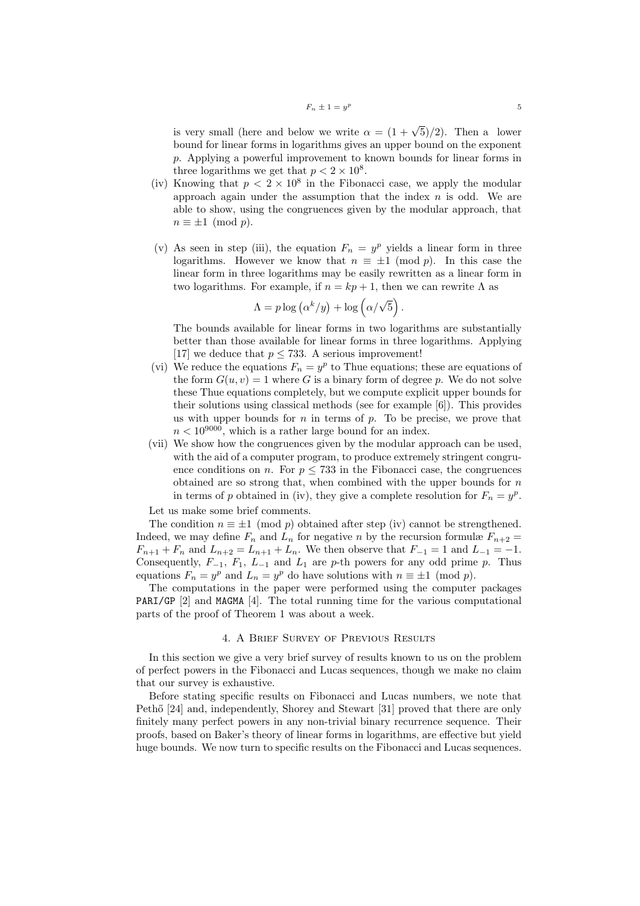is very small (here and below we write $\alpha = (1+\sqrt{5})/2$). Then a lower bound for linear forms in logarithms gives an upper bound on the exponent $p$. Applying a powerful improvement to known bounds for linear forms in three logarithms we get that $p < 2 \times 10^8$.

(iv) Knowing that $p < 2 \times 10^8$ in the Fibonacci case, we apply the modular approach again under the assumption that the index $n$ is odd. We are able to show, using the congruences given by the modular approach, that $n \equiv \pm 1 \pmod{p}$.

(v) As seen in step (iii), the equation $F_n = y^p$ yields a linear form in three logarithms. However we know that $n \equiv \pm 1 \pmod{p}$. In this case the linear form in three logarithms may be easily rewritten as a linear form in two logarithms. For example, if $n = kp + 1$, then we can rewrite $\Lambda$ as

$$\Lambda = p \log\left(\alpha^k / y\right) + \log\left(\alpha/\sqrt{5}\right).$$

The bounds available for linear forms in two logarithms are substantially better than those available for linear forms in three logarithms. Applying [17] we deduce that $p \leq 733$. A serious improvement!

(vi) We reduce the equations $F_n = y^p$ to Thue equations; these are equations of the form $G(u, v) = 1$ where $G$ is a binary form of degree $p$. We do not solve these Thue equations completely, but we compute explicit upper bounds for their solutions using classical methods (see for example [6]). This provides us with upper bounds for $n$ in terms of $p$. To be precise, we prove that $n < 10^{9000}$, which is a rather large bound for an index.

(vii) We show how the congruences given by the modular approach can be used, with the aid of a computer program, to produce extremely stringent congruence conditions on $n$. For $p \leq 733$ in the Fibonacci case, the congruences obtained are so strong that, when combined with the upper bounds for $n$ in terms of $p$ obtained in (iv), they give a complete resolution for $F_n = y^p$.

Let us make some brief comments.

The condition $n \equiv \pm 1 \pmod{p}$ obtained after step (iv) cannot be strengthened. Indeed, we may define $F_n$ and $L_n$ for negative $n$ by the recursion formulæ $F_{n+2} = F_{n+1} + F_n$ and $L_{n+2} = L_{n+1} + L_n$. We then observe that $F_{-1} = 1$ and $L_{-1} = -1$. Consequently, $F_{-1}$, $F_1$, $L_{-1}$ and $L_1$ are $p$-th powers for any odd prime $p$. Thus equations $F_n = y^p$ and $L_n = y^p$ do have solutions with $n \equiv \pm 1 \pmod{p}$.

The computations in the paper were performed using the computer packages `PARI/GP` [2] and `MAGMA` [4]. The total running time for the various computational parts of the proof of Theorem 1 was about a week.

## 4. A Brief Survey of Previous Results

In this section we give a very brief survey of results known to us on the problem of perfect powers in the Fibonacci and Lucas sequences, though we make no claim that our survey is exhaustive.

Before stating specific results on Fibonacci and Lucas numbers, we note that Pethő [24] and, independently, Shorey and Stewart [31] proved that there are only finitely many perfect powers in any non-trivial binary recurrence sequence. Their proofs, based on Baker's theory of linear forms in logarithms, are effective but yield huge bounds. We now turn to specific results on the Fibonacci and Lucas sequences.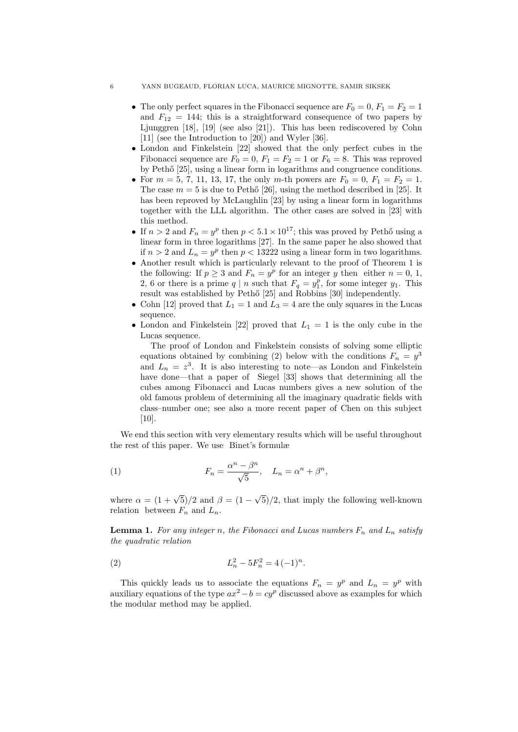- The only perfect squares in the Fibonacci sequence are $F_0 = 0$, $F_1 = F_2 = 1$ and $F_{12} = 144$; this is a straightforward consequence of two papers by Ljunggren [18], [19] (see also [21]). This has been rediscovered by Cohn [11] (see the Introduction to [20]) and Wyler [36].
- London and Finkelstein [22] showed that the only perfect cubes in the Fibonacci sequence are $F_0 = 0$, $F_1 = F_2 = 1$ or $F_6 = 8$. This was reproved by Pethő [25], using a linear form in logarithms and congruence conditions.
- For $m = 5, 7, 11, 13, 17$, the only $m$-th powers are $F_0 = 0$, $F_1 = F_2 = 1$. The case $m = 5$ is due to Pethő [26], using the method described in [25]. It has been reproved by McLaughlin [23] by using a linear form in logarithms together with the LLL algorithm. The other cases are solved in [23] with this method.
- If $n > 2$ and $F_n = y^p$ then $p < 5.1 \times 10^{17}$; this was proved by Pethő using a linear form in three logarithms [27]. In the same paper he also showed that if $n > 2$ and $L_n = y^p$ then $p < 13222$ using a linear form in two logarithms.
- Another result which is particularly relevant to the proof of Theorem 1 is the following: If $p \geq 3$ and $F_n = y^p$ for an integer $y$ then either $n = 0, 1, 2, 6$ or there is a prime $q \mid n$ such that $F_q = y_1^p$, for some integer $y_1$. This result was established by Pethő [25] and Robbins [30] independently.
- Cohn [12] proved that $L_1 = 1$ and $L_3 = 4$ are the only squares in the Lucas sequence.
- London and Finkelstein [22] proved that $L_1 = 1$ is the only cube in the Lucas sequence.

  The proof of London and Finkelstein consists of solving some elliptic equations obtained by combining (2) below with the conditions $F_n = y^3$ and $L_n = z^3$. It is also interesting to note—as London and Finkelstein have done—that a paper of Siegel [33] shows that determining all the cubes among Fibonacci and Lucas numbers gives a new solution of the old famous problem of determining all the imaginary quadratic fields with class–number one; see also a more recent paper of Chen on this subject [10].

We end this section with very elementary results which will be useful throughout the rest of this paper. We use Binet's formulæ

$$F_n = \frac{\alpha^n - \beta^n}{\sqrt{5}}, \quad L_n = \alpha^n + \beta^n, \tag{1}$$

where $\alpha = (1 + \sqrt{5})/2$ and $\beta = (1 - \sqrt{5})/2$, that imply the following well-known relation between $F_n$ and $L_n$.

**Lemma 1.** *For any integer $n$, the Fibonacci and Lucas numbers $F_n$ and $L_n$ satisfy the quadratic relation*

$$L_n^2 - 5F_n^2 = 4\,(-1)^n. \tag{2}$$

This quickly leads us to associate the equations $F_n = y^p$ and $L_n = y^p$ with auxiliary equations of the type $ax^2 - b = cy^p$ discussed above as examples for which the modular method may be applied.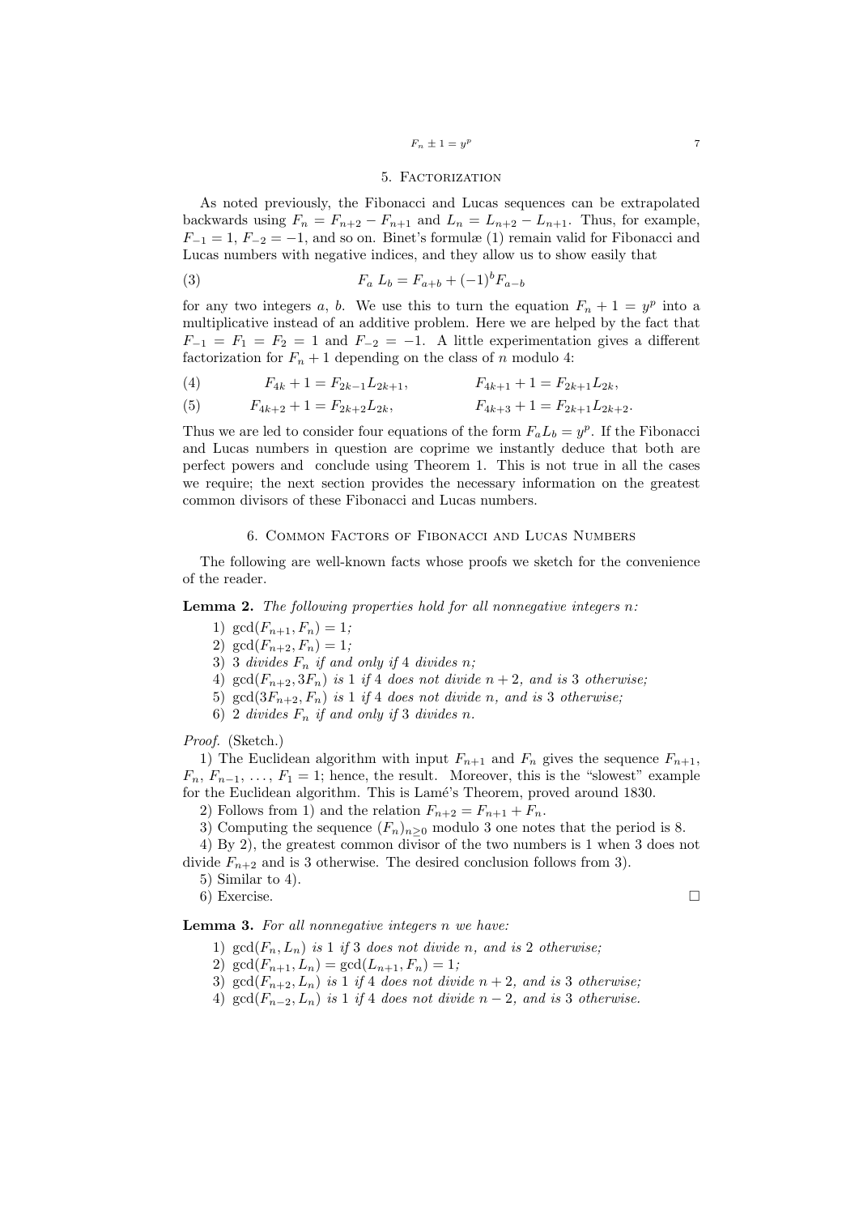## 5. Factorization

As noted previously, the Fibonacci and Lucas sequences can be extrapolated backwards using $F_n = F_{n+2} - F_{n+1}$ and $L_n = L_{n+2} - L_{n+1}$. Thus, for example, $F_{-1} = 1$, $F_{-2} = -1$, and so on. Binet's formulæ (1) remain valid for Fibonacci and Lucas numbers with negative indices, and they allow us to show easily that

$$F_a \, L_b = F_{a+b} + (-1)^b F_{a-b} \tag{3}$$

for any two integers $a$, $b$. We use this to turn the equation $F_n + 1 = y^p$ into a multiplicative instead of an additive problem. Here we are helped by the fact that $F_{-1} = F_1 = F_2 = 1$ and $F_{-2} = -1$. A little experimentation gives a different factorization for $F_n + 1$ depending on the class of $n$ modulo 4:

$$F_{4k} + 1 = F_{2k-1} L_{2k+1}, \qquad F_{4k+1} + 1 = F_{2k+1} L_{2k}, \tag{4}$$

$$F_{4k+2} + 1 = F_{2k+2} L_{2k}, \qquad F_{4k+3} + 1 = F_{2k+1} L_{2k+2}. \tag{5}$$

Thus we are led to consider four equations of the form $F_a L_b = y^p$. If the Fibonacci and Lucas numbers in question are coprime we instantly deduce that both are perfect powers and conclude using Theorem 1. This is not true in all the cases we require; the next section provides the necessary information on the greatest common divisors of these Fibonacci and Lucas numbers.

## 6. Common Factors of Fibonacci and Lucas Numbers

The following are well-known facts whose proofs we sketch for the convenience of the reader.

**Lemma 2.** *The following properties hold for all nonnegative integers $n$:*

1) $\gcd(F_{n+1}, F_n) = 1$;
2) $\gcd(F_{n+2}, F_n) = 1$;
3) 3 *divides* $F_n$ *if and only if* 4 *divides* $n$;
4) $\gcd(F_{n+2}, 3F_n)$ *is* 1 *if* 4 *does not divide* $n + 2$, *and is* 3 *otherwise;*
5) $\gcd(3F_{n+2}, F_n)$ *is* 1 *if* 4 *does not divide* $n$, *and is* 3 *otherwise;*
6) 2 *divides* $F_n$ *if and only if* 3 *divides* $n$.

*Proof.* (Sketch.)

1) The Euclidean algorithm with input $F_{n+1}$ and $F_n$ gives the sequence $F_{n+1}$, $F_n$, $F_{n-1}$, ..., $F_1 = 1$; hence, the result. Moreover, this is the "slowest" example for the Euclidean algorithm. This is Lamé's Theorem, proved around 1830.

2) Follows from 1) and the relation $F_{n+2} = F_{n+1} + F_n$.

3) Computing the sequence $(F_n)_{n \geq 0}$ modulo 3 one notes that the period is 8.

4) By 2), the greatest common divisor of the two numbers is 1 when 3 does not divide $F_{n+2}$ and is 3 otherwise. The desired conclusion follows from 3).

5) Similar to 4).

6) Exercise. □

**Lemma 3.** *For all nonnegative integers $n$ we have:*

1) $\gcd(F_n, L_n)$ *is* 1 *if* 3 *does not divide* $n$, *and is* 2 *otherwise;*
2) $\gcd(F_{n+1}, L_n) = \gcd(L_{n+1}, F_n) = 1$;
3) $\gcd(F_{n+2}, L_n)$ *is* 1 *if* 4 *does not divide* $n + 2$, *and is* 3 *otherwise;*
4) $\gcd(F_{n-2}, L_n)$ *is* 1 *if* 4 *does not divide* $n - 2$, *and is* 3 *otherwise.*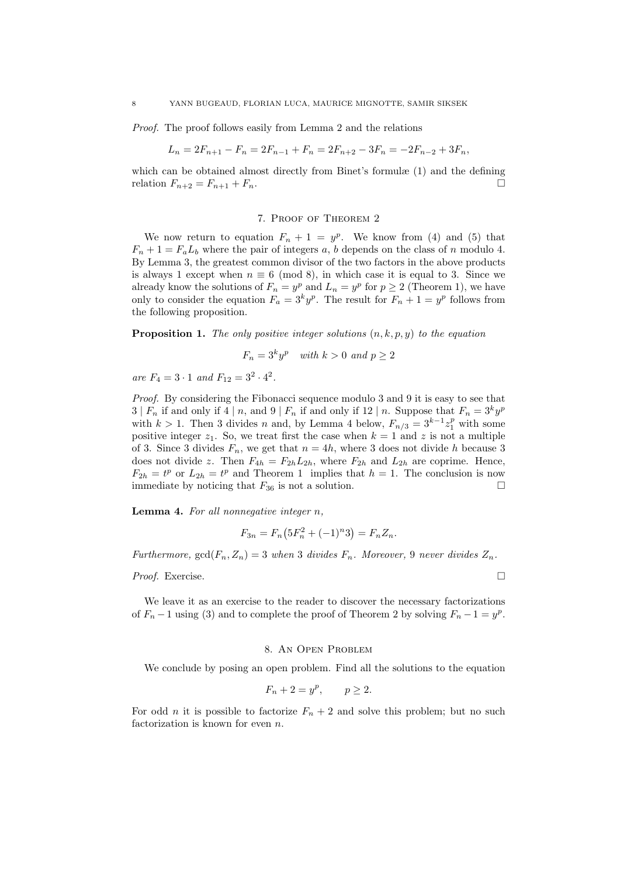*Proof.* The proof follows easily from Lemma 2 and the relations

$$L_n = 2F_{n+1} - F_n = 2F_{n-1} + F_n = 2F_{n+2} - 3F_n = -2F_{n-2} + 3F_n,$$

which can be obtained almost directly from Binet's formulæ (1) and the defining relation $F_{n+2} = F_{n+1} + F_n$. □

## 7. Proof of Theorem 2

We now return to equation $F_n + 1 = y^p$. We know from (4) and (5) that $F_n + 1 = F_a L_b$ where the pair of integers $a$, $b$ depends on the class of $n$ modulo 4. By Lemma 3, the greatest common divisor of the two factors in the above products is always 1 except when $n \equiv 6 \pmod 8$, in which case it is equal to 3. Since we already know the solutions of $F_n = y^p$ and $L_n = y^p$ for $p \geq 2$ (Theorem 1), we have only to consider the equation $F_a = 3^k y^p$. The result for $F_n + 1 = y^p$ follows from the following proposition.

**Proposition 1.** *The only positive integer solutions $(n, k, p, y)$ to the equation*

$$F_n = 3^k y^p \quad \text{with } k > 0 \text{ and } p \geq 2$$

*are $F_4 = 3 \cdot 1$ and $F_{12} = 3^2 \cdot 4^2$.*

*Proof.* By considering the Fibonacci sequence modulo 3 and 9 it is easy to see that $3 \mid F_n$ if and only if $4 \mid n$, and $9 \mid F_n$ if and only if $12 \mid n$. Suppose that $F_n = 3^k y^p$ with $k > 1$. Then 3 divides $n$ and, by Lemma 4 below, $F_{n/3} = 3^{k-1} z_1^p$ with some positive integer $z_1$. So, we treat first the case when $k = 1$ and $z$ is not a multiple of 3. Since 3 divides $F_n$, we get that $n = 4h$, where 3 does not divide $h$ because 3 does not divide $z$. Then $F_{4h} = F_{2h} L_{2h}$, where $F_{2h}$ and $L_{2h}$ are coprime. Hence, $F_{2h} = t^p$ or $L_{2h} = t^p$ and Theorem 1 implies that $h = 1$. The conclusion is now immediate by noticing that $F_{36}$ is not a solution. □

**Lemma 4.** *For all nonnegative integer $n$,*

$$F_{3n} = F_n\big(5F_n^2 + (-1)^n 3\big) = F_n Z_n.$$

*Furthermore, $\gcd(F_n, Z_n) = 3$ when 3 divides $F_n$. Moreover, 9 never divides $Z_n$.*

*Proof.* Exercise. □

We leave it as an exercise to the reader to discover the necessary factorizations of $F_n - 1$ using (3) and to complete the proof of Theorem 2 by solving $F_n - 1 = y^p$.

## 8. An Open Problem

We conclude by posing an open problem. Find all the solutions to the equation

$$F_n + 2 = y^p, \qquad p \geq 2.$$

For odd $n$ it is possible to factorize $F_n + 2$ and solve this problem; but no such factorization is known for even $n$.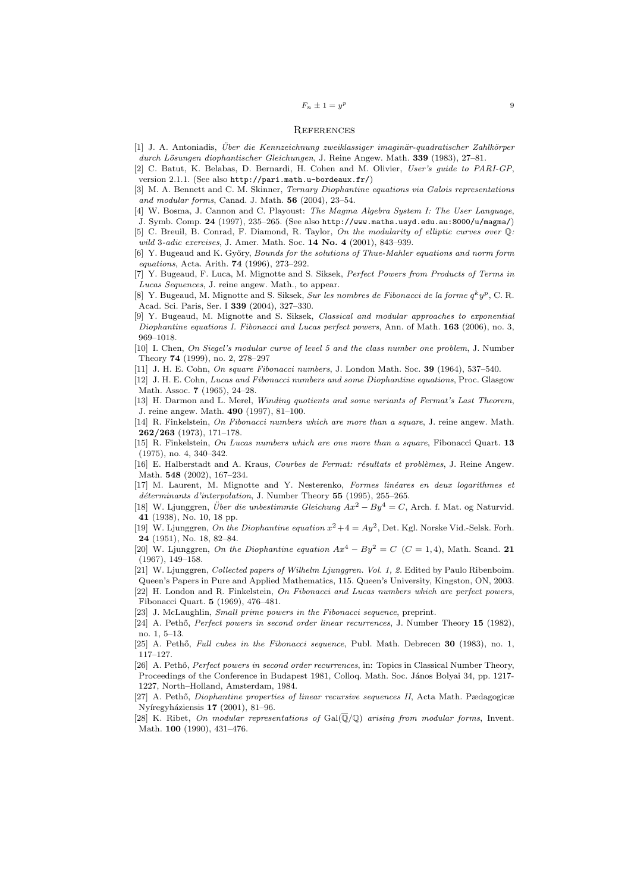# References

[1] J. A. Antoniadis, *Über die Kennzeichnung zweiklassiger imaginär-quadratischer Zahlkörper durch Lösungen diophantischer Gleichungen*, J. Reine Angew. Math. **339** (1983), 27–81.

[2] C. Batut, K. Belabas, D. Bernardi, H. Cohen and M. Olivier, *User's guide to PARI-GP*, version 2.1.1. (See also `http://pari.math.u-bordeaux.fr/`)

[3] M. A. Bennett and C. M. Skinner, *Ternary Diophantine equations via Galois representations and modular forms*, Canad. J. Math. **56** (2004), 23–54.

[4] W. Bosma, J. Cannon and C. Playoust: *The Magma Algebra System I: The User Language*, J. Symb. Comp. **24** (1997), 235–265. (See also `http://www.maths.usyd.edu.au:8000/u/magma/`)

[5] C. Breuil, B. Conrad, F. Diamond, R. Taylor, *On the modularity of elliptic curves over* $\mathbb{Q}$*: wild 3-adic exercises*, J. Amer. Math. Soc. **14 No. 4** (2001), 843–939.

[6] Y. Bugeaud and K. Győry, *Bounds for the solutions of Thue-Mahler equations and norm form equations*, Acta. Arith. **74** (1996), 273–292.

[7] Y. Bugeaud, F. Luca, M. Mignotte and S. Siksek, *Perfect Powers from Products of Terms in Lucas Sequences*, J. reine angew. Math., to appear.

[8] Y. Bugeaud, M. Mignotte and S. Siksek, *Sur les nombres de Fibonacci de la forme* $q^k y^p$, C. R. Acad. Sci. Paris, Ser. I **339** (2004), 327–330.

[9] Y. Bugeaud, M. Mignotte and S. Siksek, *Classical and modular approaches to exponential Diophantine equations I. Fibonacci and Lucas perfect powers*, Ann. of Math. **163** (2006), no. 3, 969–1018.

[10] I. Chen, *On Siegel's modular curve of level 5 and the class number one problem*, J. Number Theory **74** (1999), no. 2, 278–297

[11] J. H. E. Cohn, *On square Fibonacci numbers*, J. London Math. Soc. **39** (1964), 537–540.

[12] J. H. E. Cohn, *Lucas and Fibonacci numbers and some Diophantine equations*, Proc. Glasgow Math. Assoc. **7** (1965), 24–28.

[13] H. Darmon and L. Merel, *Winding quotients and some variants of Fermat's Last Theorem*, J. reine angew. Math. **490** (1997), 81–100.

[14] R. Finkelstein, *On Fibonacci numbers which are more than a square*, J. reine angew. Math. **262/263** (1973), 171–178.

[15] R. Finkelstein, *On Lucas numbers which are one more than a square*, Fibonacci Quart. **13** (1975), no. 4, 340–342.

[16] E. Halberstadt and A. Kraus, *Courbes de Fermat: résultats et problèmes*, J. Reine Angew. Math. **548** (2002), 167–234.

[17] M. Laurent, M. Mignotte and Y. Nesterenko, *Formes linéares en deux logarithmes et déterminants d'interpolation*, J. Number Theory **55** (1995), 255–265.

[18] W. Ljunggren, *Über die unbestimmte Gleichung* $Ax^2 - By^4 = C$, Arch. f. Mat. og Naturvid. **41** (1938), No. 10, 18 pp.

[19] W. Ljunggren, *On the Diophantine equation* $x^2 + 4 = Ay^2$, Det. Kgl. Norske Vid.-Selsk. Forh. **24** (1951), No. 18, 82–84.

[20] W. Ljunggren, *On the Diophantine equation* $Ax^4 - By^2 = C$ $(C = 1, 4)$, Math. Scand. **21** (1967), 149–158.

[21] W. Ljunggren, *Collected papers of Wilhelm Ljunggren. Vol. 1, 2.* Edited by Paulo Ribenboim. Queen's Papers in Pure and Applied Mathematics, 115. Queen's University, Kingston, ON, 2003.

[22] H. London and R. Finkelstein, *On Fibonacci and Lucas numbers which are perfect powers*, Fibonacci Quart. **5** (1969), 476–481.

[23] J. McLaughlin, *Small prime powers in the Fibonacci sequence*, preprint.

[24] A. Pethő, *Perfect powers in second order linear recurrences*, J. Number Theory **15** (1982), no. 1, 5–13.

[25] A. Pethő, *Full cubes in the Fibonacci sequence*, Publ. Math. Debrecen **30** (1983), no. 1, 117–127.

[26] A. Pethő, *Perfect powers in second order recurrences*, in: Topics in Classical Number Theory, Proceedings of the Conference in Budapest 1981, Colloq. Math. Soc. János Bolyai 34, pp. 1217-1227, North–Holland, Amsterdam, 1984.

[27] A. Pethő, *Diophantine properties of linear recursive sequences II*, Acta Math. Pædagogicæ Nyíregyháziensis **17** (2001), 81–96.

[28] K. Ribet, *On modular representations of* $\mathrm{Gal}(\overline{\mathbb{Q}}/\mathbb{Q})$ *arising from modular forms*, Invent. Math. **100** (1990), 431–476.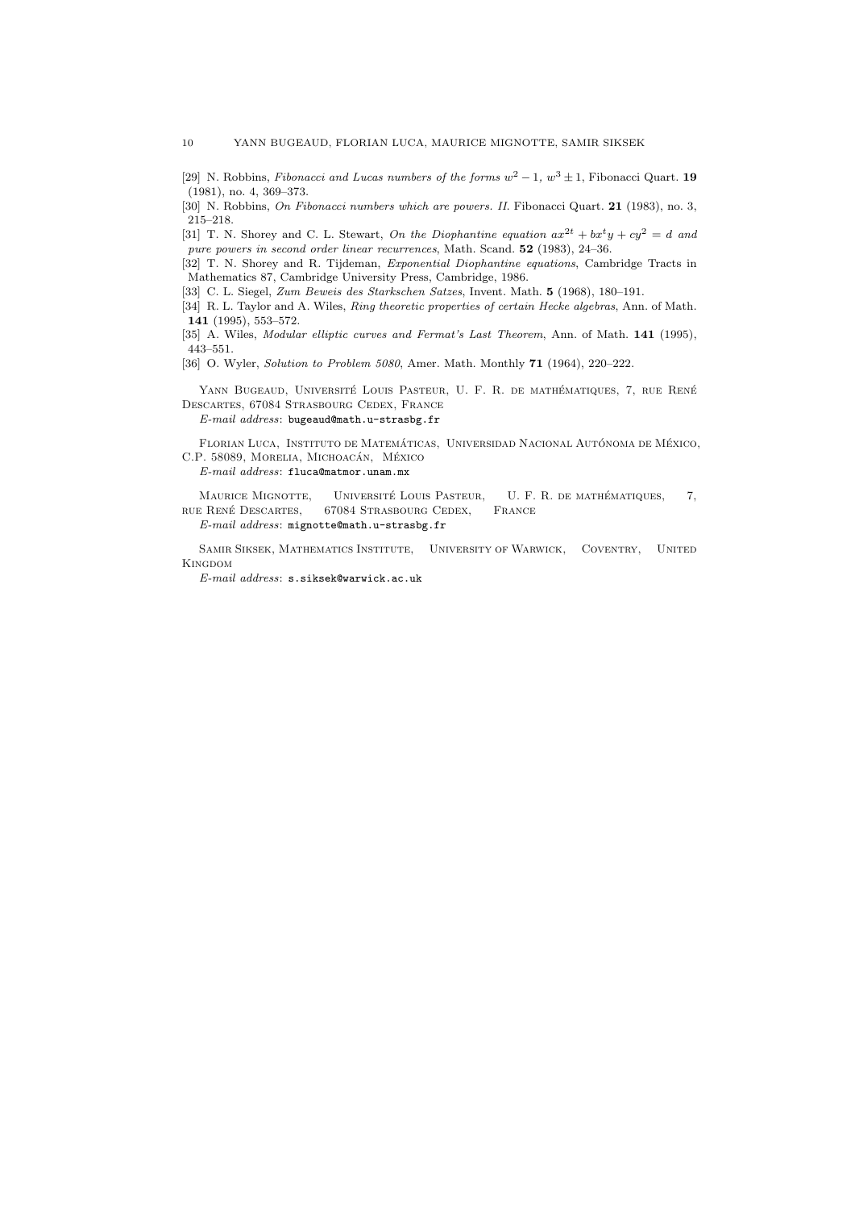[29] N. Robbins, *Fibonacci and Lucas numbers of the forms $w^2 - 1$, $w^3 \pm 1$*, Fibonacci Quart. **19** (1981), no. 4, 369–373.

[30] N. Robbins, *On Fibonacci numbers which are powers. II.* Fibonacci Quart. **21** (1983), no. 3, 215–218.

[31] T. N. Shorey and C. L. Stewart, *On the Diophantine equation $ax^{2t} + bx^t y + cy^2 = d$ and pure powers in second order linear recurrences*, Math. Scand. **52** (1983), 24–36.

[32] T. N. Shorey and R. Tijdeman, *Exponential Diophantine equations*, Cambridge Tracts in Mathematics 87, Cambridge University Press, Cambridge, 1986.

[33] C. L. Siegel, *Zum Beweis des Starkschen Satzes*, Invent. Math. **5** (1968), 180–191.

[34] R. L. Taylor and A. Wiles, *Ring theoretic properties of certain Hecke algebras*, Ann. of Math. **141** (1995), 553–572.

[35] A. Wiles, *Modular elliptic curves and Fermat's Last Theorem*, Ann. of Math. **141** (1995), 443–551.

[36] O. Wyler, *Solution to Problem 5080*, Amer. Math. Monthly **71** (1964), 220–222.

Yann Bugeaud, Université Louis Pasteur, U. F. R. de mathématiques, 7, rue René Descartes, 67084 Strasbourg Cedex, France

*E-mail address*: bugeaud@math.u-strasbg.fr

Florian Luca, Instituto de Matemáticas, Universidad Nacional Autónoma de México, C.P. 58089, Morelia, Michoacán, México

*E-mail address*: fluca@matmor.unam.mx

Maurice Mignotte, Université Louis Pasteur, U. F. R. de mathématiques, 7, rue René Descartes, 67084 Strasbourg Cedex, France

*E-mail address*: mignotte@math.u-strasbg.fr

Samir Siksek, Mathematics Institute, University of Warwick, Coventry, United Kingdom

*E-mail address*: s.siksek@warwick.ac.uk